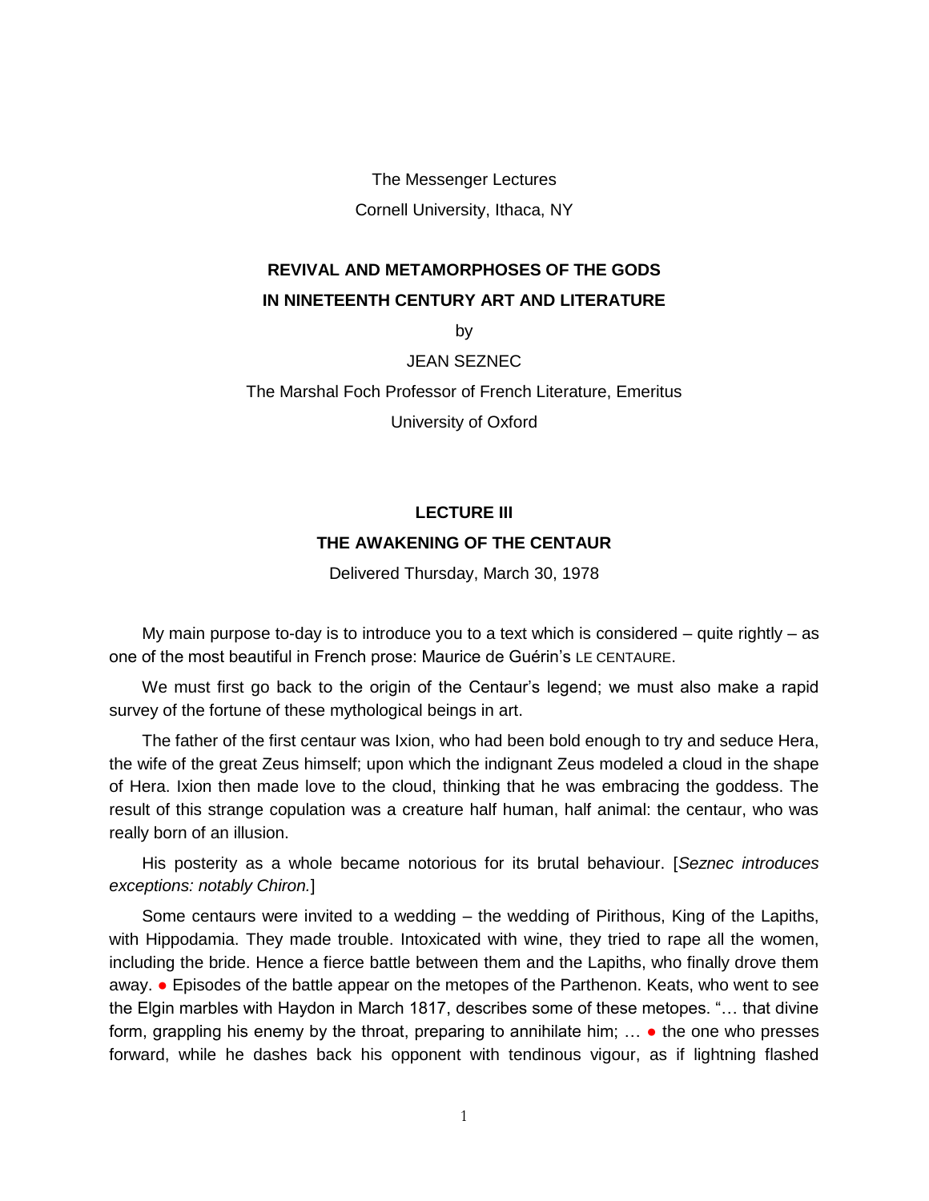The Messenger Lectures

Cornell University, Ithaca, NY

# REVIVAL AND METAMORPHOSES OF THE GODS IN NINETEENTH CENTURY ART AND LITERATURE

by

JEAN SEZNEC

The Marshal Foch Professor of French Literature, Emeritus

University of Oxford

## LECTURE III

## THE AWAKENING OF THE CENTAUR

Delivered Thursday, March 30, 1978

My main purpose to-day is to introduce you to a text which is considered – quite rightly – as one of the most beautiful in French prose: Maurice de Guérin's LE CENTAURE.

We must first go back to the origin of the Centaur's legend; we must also make a rapid survey of the fortune of these mythological beings in art.

The father of the first centaur was Ixion, who had been bold enough to try and seduce Hera, the wife of the great Zeus himself; upon which the indignant Zeus modeled a cloud in the shape of Hera. Ixion then made love to the cloud, thinking that he was embracing the goddess. The result of this strange copulation was a creature half human, half animal: the centaur, who was really born of an illusion.

His posterity as a whole became notorious for its brutal behaviour. [*Seznec introduces exceptions: notably Chiron.*]

Some centaurs were invited to a wedding – the wedding of Pirithous, King of the Lapiths, with Hippodamia. They made trouble. Intoxicated with wine, they tried to rape all the women, including the bride. Hence a fierce battle between them and the Lapiths, who finally drove them away. ● Episodes of the battle appear on the metopes of the Parthenon. Keats, who went to see the Elgin marbles with Haydon in March 1817, describes some of these metopes. "… that divine form, grappling his enemy by the throat, preparing to annihilate him; … ● the one who presses forward, while he dashes back his opponent with tendinous vigour, as if lightning flashed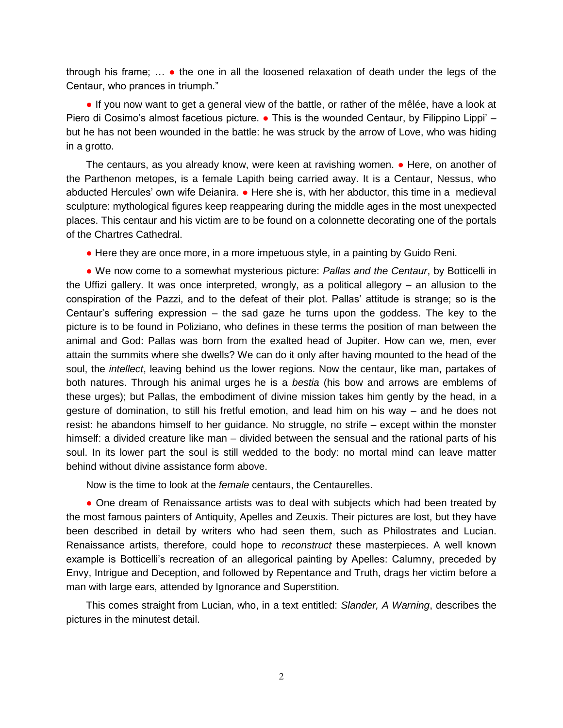through his frame; … ● the one in all the loosened relaxation of death under the legs of the Centaur, who prances in triumph."

● If you now want to get a general view of the battle, or rather of the mêlée, have a look at Piero di Cosimo's almost facetious picture. ● This is the wounded Centaur, by Filippino Lippi' – but he has not been wounded in the battle: he was struck by the arrow of Love, who was hiding in a grotto.

The centaurs, as you already know, were keen at ravishing women. ● Here, on another of the Parthenon metopes, is a female Lapith being carried away. It is a Centaur, Nessus, who abducted Hercules' own wife Deianira. ● Here she is, with her abductor, this time in a medieval sculpture: mythological figures keep reappearing during the middle ages in the most unexpected places. This centaur and his victim are to be found on a colonnette decorating one of the portals of the Chartres Cathedral.

● Here they are once more, in a more impetuous style, in a painting by Guido Reni.

● We now come to a somewhat mysterious picture: *Pallas and the Centaur*, by Botticelli in the Uffizi gallery. It was once interpreted, wrongly, as a political allegory – an allusion to the conspiration of the Pazzi, and to the defeat of their plot. Pallas' attitude is strange; so is the Centaur's suffering expression – the sad gaze he turns upon the goddess. The key to the picture is to be found in Poliziano, who defines in these terms the position of man between the animal and God: Pallas was born from the exalted head of Jupiter. How can we, men, ever attain the summits where she dwells? We can do it only after having mounted to the head of the soul, the *intellect*, leaving behind us the lower regions. Now the centaur, like man, partakes of both natures. Through his animal urges he is a *bestia* (his bow and arrows are emblems of these urges); but Pallas, the embodiment of divine mission takes him gently by the head, in a gesture of domination, to still his fretful emotion, and lead him on his way – and he does not resist: he abandons himself to her guidance. No struggle, no strife – except within the monster himself: a divided creature like man – divided between the sensual and the rational parts of his soul. In its lower part the soul is still wedded to the body: no mortal mind can leave matter behind without divine assistance form above.

Now is the time to look at the *female* centaurs, the Centaurelles.

● One dream of Renaissance artists was to deal with subjects which had been treated by the most famous painters of Antiquity, Apelles and Zeuxis. Their pictures are lost, but they have been described in detail by writers who had seen them, such as Philostrates and Lucian. Renaissance artists, therefore, could hope to *reconstruct* these masterpieces. A well known example is Botticelli's recreation of an allegorical painting by Apelles: Calumny, preceded by Envy, Intrigue and Deception, and followed by Repentance and Truth, drags her victim before a man with large ears, attended by Ignorance and Superstition.

This comes straight from Lucian, who, in a text entitled: *Slander, A Warning*, describes the pictures in the minutest detail.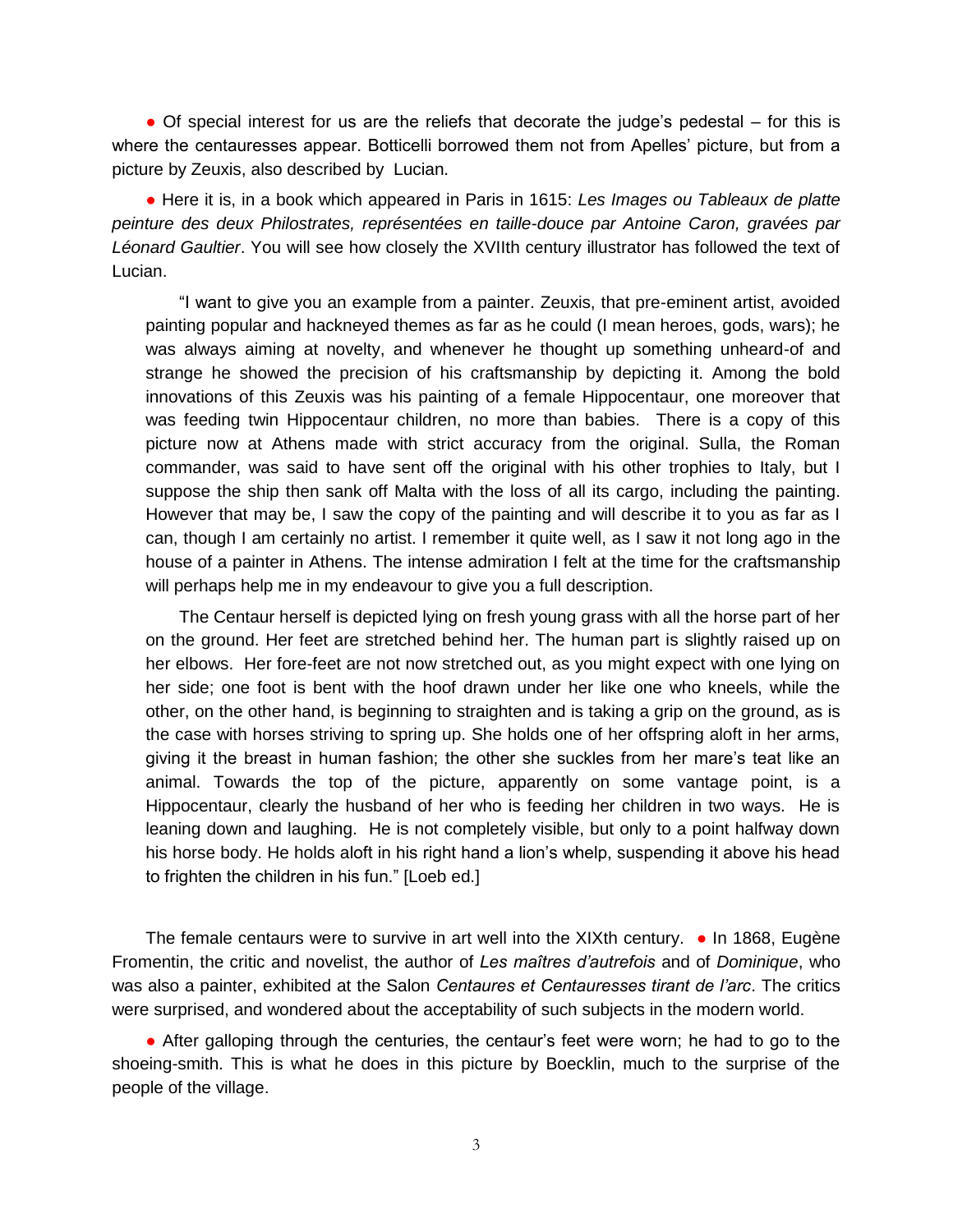● Of special interest for us are the reliefs that decorate the judge's pedestal – for this is where the centauresses appear. Botticelli borrowed them not from Apelles' picture, but from a picture by Zeuxis, also described by Lucian.

● Here it is, in a book which appeared in Paris in 1615: *Les Images ou Tableaux de platte peinture des deux Philostrates, représentées en taille-douce par Antoine Caron, gravées par Léonard Gaultier*. You will see how closely the XVIIth century illustrator has followed the text of Lucian.

> "I want to give you an example from a painter. Zeuxis, that pre-eminent artist, avoided painting popular and hackneyed themes as far as he could (I mean heroes, gods, wars); he was always aiming at novelty, and whenever he thought up something unheard-of and strange he showed the precision of his craftsmanship by depicting it. Among the bold innovations of this Zeuxis was his painting of a female Hippocentaur, one moreover that was feeding twin Hippocentaur children, no more than babies. There is a copy of this picture now at Athens made with strict accuracy from the original. Sulla, the Roman commander, was said to have sent off the original with his other trophies to Italy, but I suppose the ship then sank off Malta with the loss of all its cargo, including the painting. However that may be, I saw the copy of the painting and will describe it to you as far as I can, though I am certainly no artist. I remember it quite well, as I saw it not long ago in the house of a painter in Athens. The intense admiration I felt at the time for the craftsmanship will perhaps help me in my endeavour to give you a full description.
>
> The Centaur herself is depicted lying on fresh young grass with all the horse part of her on the ground. Her feet are stretched behind her. The human part is slightly raised up on her elbows. Her fore-feet are not now stretched out, as you might expect with one lying on her side; one foot is bent with the hoof drawn under her like one who kneels, while the other, on the other hand, is beginning to straighten and is taking a grip on the ground, as is the case with horses striving to spring up. She holds one of her offspring aloft in her arms, giving it the breast in human fashion; the other she suckles from her mare's teat like an animal. Towards the top of the picture, apparently on some vantage point, is a Hippocentaur, clearly the husband of her who is feeding her children in two ways. He is leaning down and laughing. He is not completely visible, but only to a point halfway down his horse body. He holds aloft in his right hand a lion's whelp, suspending it above his head to frighten the children in his fun." [Loeb ed.]

The female centaurs were to survive in art well into the XIXth century. ● In 1868, Eugène Fromentin, the critic and novelist, the author of *Les maîtres d'autrefois* and of *Dominique*, who was also a painter, exhibited at the Salon *Centaures et Centauresses tirant de l'arc*. The critics were surprised, and wondered about the acceptability of such subjects in the modern world.

● After galloping through the centuries, the centaur's feet were worn; he had to go to the shoeing-smith. This is what he does in this picture by Boecklin, much to the surprise of the people of the village.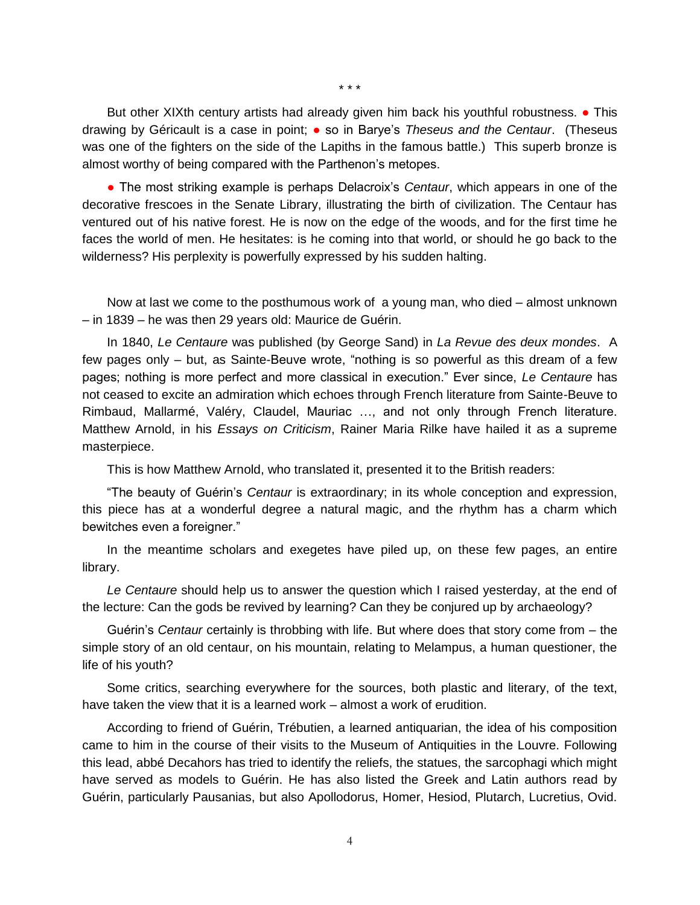\* \* \*

But other XIXth century artists had already given him back his youthful robustness. ● This drawing by Géricault is a case in point; ● so in Barye's *Theseus and the Centaur*. (Theseus was one of the fighters on the side of the Lapiths in the famous battle.) This superb bronze is almost worthy of being compared with the Parthenon's metopes.

● The most striking example is perhaps Delacroix's *Centaur*, which appears in one of the decorative frescoes in the Senate Library, illustrating the birth of civilization. The Centaur has ventured out of his native forest. He is now on the edge of the woods, and for the first time he faces the world of men. He hesitates: is he coming into that world, or should he go back to the wilderness? His perplexity is powerfully expressed by his sudden halting.

Now at last we come to the posthumous work of a young man, who died – almost unknown – in 1839 – he was then 29 years old: Maurice de Guérin.

In 1840, *Le Centaure* was published (by George Sand) in *La Revue des deux mondes*. A few pages only – but, as Sainte-Beuve wrote, "nothing is so powerful as this dream of a few pages; nothing is more perfect and more classical in execution." Ever since, *Le Centaure* has not ceased to excite an admiration which echoes through French literature from Sainte-Beuve to Rimbaud, Mallarmé, Valéry, Claudel, Mauriac …, and not only through French literature. Matthew Arnold, in his *Essays on Criticism*, Rainer Maria Rilke have hailed it as a supreme masterpiece.

This is how Matthew Arnold, who translated it, presented it to the British readers:

"The beauty of Guérin's *Centaur* is extraordinary; in its whole conception and expression, this piece has at a wonderful degree a natural magic, and the rhythm has a charm which bewitches even a foreigner."

In the meantime scholars and exegetes have piled up, on these few pages, an entire library.

*Le Centaure* should help us to answer the question which I raised yesterday, at the end of the lecture: Can the gods be revived by learning? Can they be conjured up by archaeology?

Guérin's *Centaur* certainly is throbbing with life. But where does that story come from – the simple story of an old centaur, on his mountain, relating to Melampus, a human questioner, the life of his youth?

Some critics, searching everywhere for the sources, both plastic and literary, of the text, have taken the view that it is a learned work – almost a work of erudition.

According to friend of Guérin, Trébutien, a learned antiquarian, the idea of his composition came to him in the course of their visits to the Museum of Antiquities in the Louvre. Following this lead, abbé Decahors has tried to identify the reliefs, the statues, the sarcophagi which might have served as models to Guérin. He has also listed the Greek and Latin authors read by Guérin, particularly Pausanias, but also Apollodorus, Homer, Hesiod, Plutarch, Lucretius, Ovid.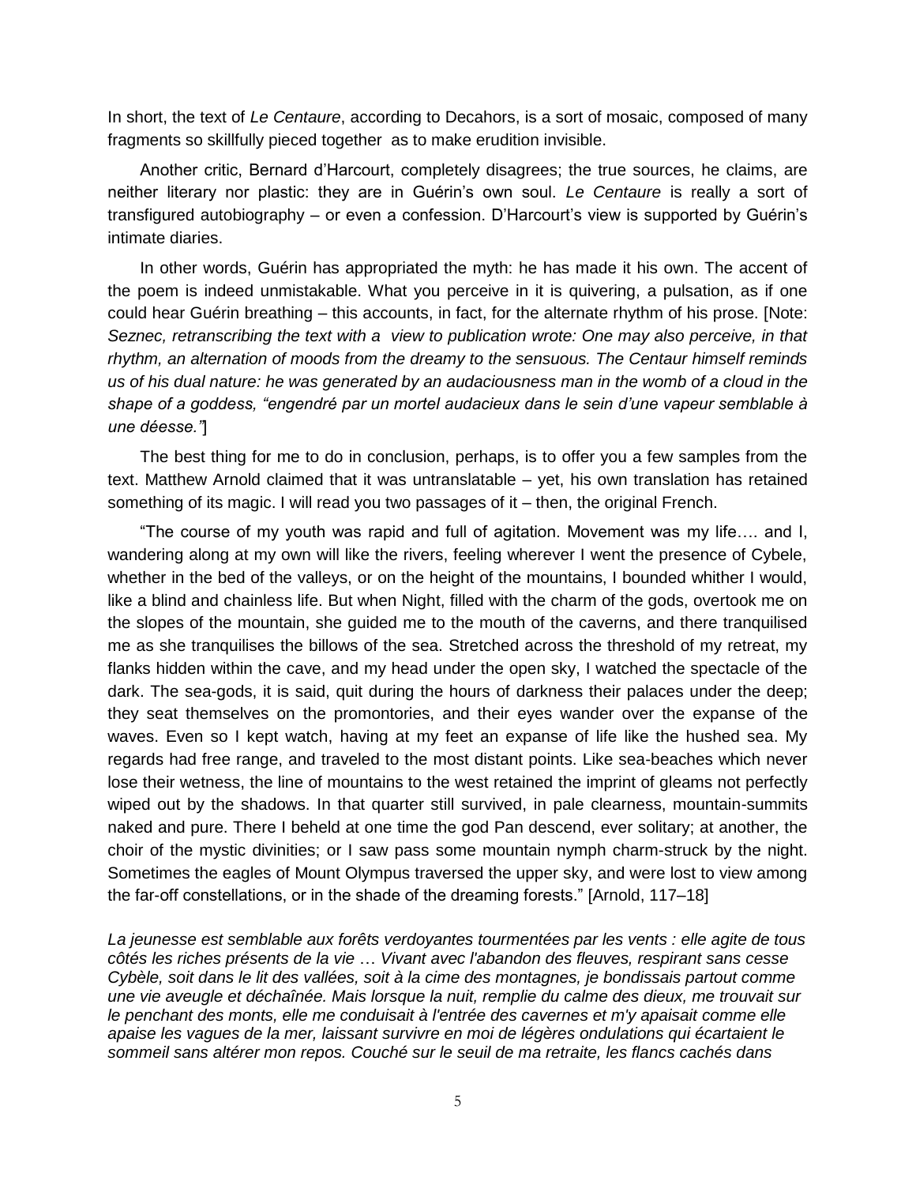In short, the text of *Le Centaure*, according to Decahors, is a sort of mosaic, composed of many fragments so skillfully pieced together as to make erudition invisible.

Another critic, Bernard d'Harcourt, completely disagrees; the true sources, he claims, are neither literary nor plastic: they are in Guérin's own soul. *Le Centaure* is really a sort of transfigured autobiography – or even a confession. D'Harcourt's view is supported by Guérin's intimate diaries.

In other words, Guérin has appropriated the myth: he has made it his own. The accent of the poem is indeed unmistakable. What you perceive in it is quivering, a pulsation, as if one could hear Guérin breathing – this accounts, in fact, for the alternate rhythm of his prose. [Note: *Seznec, retranscribing the text with a view to publication wrote: One may also perceive, in that rhythm, an alternation of moods from the dreamy to the sensuous. The Centaur himself reminds us of his dual nature: he was generated by an audaciousness man in the womb of a cloud in the shape of a goddess, "engendré par un mortel audacieux dans le sein d'une vapeur semblable à une déesse."*]

The best thing for me to do in conclusion, perhaps, is to offer you a few samples from the text. Matthew Arnold claimed that it was untranslatable – yet, his own translation has retained something of its magic. I will read you two passages of it – then, the original French.

"The course of my youth was rapid and full of agitation. Movement was my life…. and I, wandering along at my own will like the rivers, feeling wherever I went the presence of Cybele, whether in the bed of the valleys, or on the height of the mountains, I bounded whither I would, like a blind and chainless life. But when Night, filled with the charm of the gods, overtook me on the slopes of the mountain, she guided me to the mouth of the caverns, and there tranquilised me as she tranquilises the billows of the sea. Stretched across the threshold of my retreat, my flanks hidden within the cave, and my head under the open sky, I watched the spectacle of the dark. The sea-gods, it is said, quit during the hours of darkness their palaces under the deep; they seat themselves on the promontories, and their eyes wander over the expanse of the waves. Even so I kept watch, having at my feet an expanse of life like the hushed sea. My regards had free range, and traveled to the most distant points. Like sea-beaches which never lose their wetness, the line of mountains to the west retained the imprint of gleams not perfectly wiped out by the shadows. In that quarter still survived, in pale clearness, mountain-summits naked and pure. There I beheld at one time the god Pan descend, ever solitary; at another, the choir of the mystic divinities; or I saw pass some mountain nymph charm-struck by the night. Sometimes the eagles of Mount Olympus traversed the upper sky, and were lost to view among the far-off constellations, or in the shade of the dreaming forests." [Arnold, 117–18]

*La jeunesse est semblable aux forêts verdoyantes tourmentées par les vents : elle agite de tous côtés les riches présents de la vie … Vivant avec l'abandon des fleuves, respirant sans cesse Cybèle, soit dans le lit des vallées, soit à la cime des montagnes, je bondissais partout comme une vie aveugle et déchaînée. Mais lorsque la nuit, remplie du calme des dieux, me trouvait sur le penchant des monts, elle me conduisait à l'entrée des cavernes et m'y apaisait comme elle apaise les vagues de la mer, laissant survivre en moi de légères ondulations qui écartaient le sommeil sans altérer mon repos. Couché sur le seuil de ma retraite, les flancs cachés dans*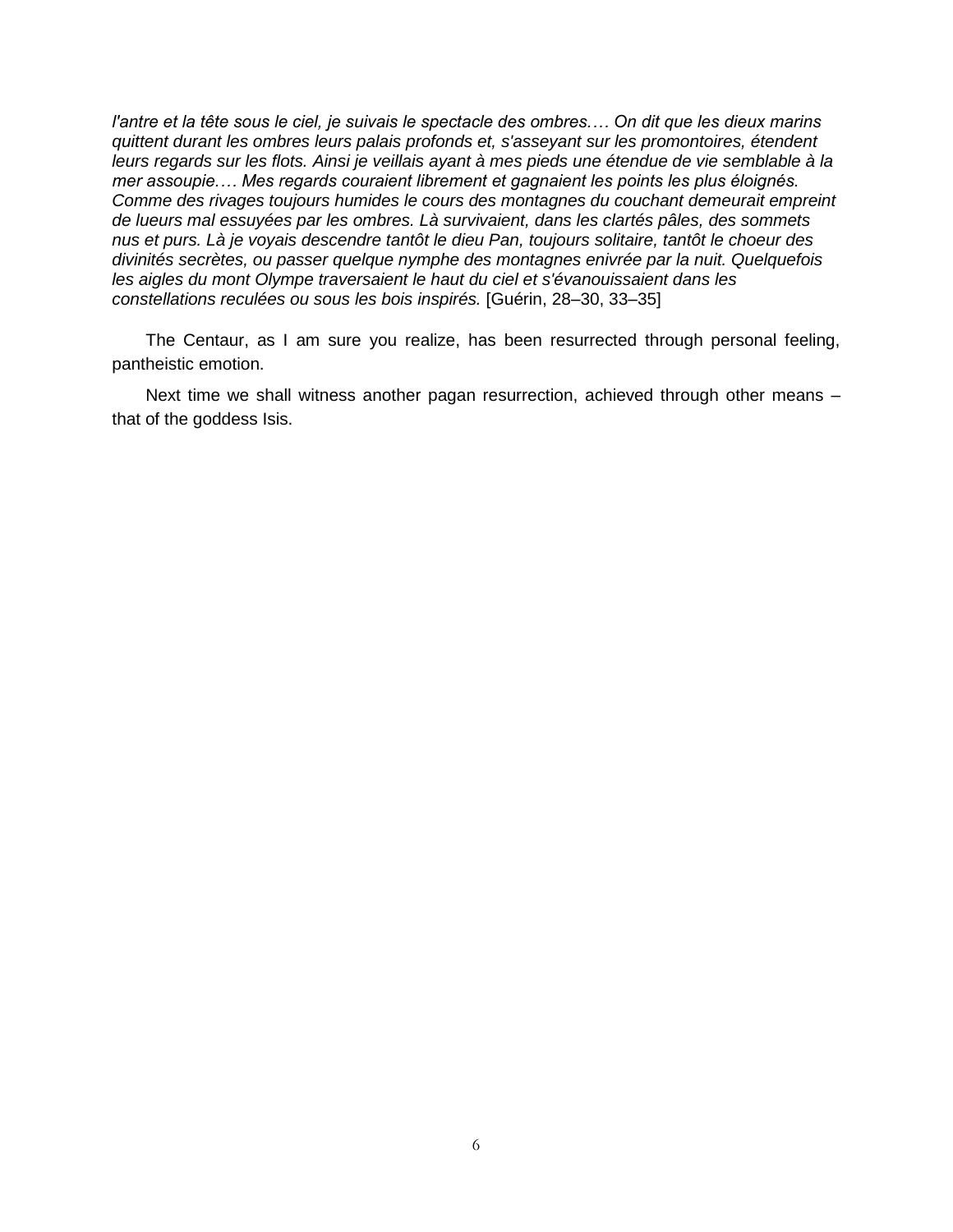*l'antre et la tête sous le ciel, je suivais le spectacle des ombres.… On dit que les dieux marins quittent durant les ombres leurs palais profonds et, s'asseyant sur les promontoires, étendent leurs regards sur les flots. Ainsi je veillais ayant à mes pieds une étendue de vie semblable à la mer assoupie.… Mes regards couraient librement et gagnaient les points les plus éloignés. Comme des rivages toujours humides le cours des montagnes du couchant demeurait empreint de lueurs mal essuyées par les ombres. Là survivaient, dans les clartés pâles, des sommets nus et purs. Là je voyais descendre tantôt le dieu Pan, toujours solitaire, tantôt le choeur des divinités secrètes, ou passer quelque nymphe des montagnes enivrée par la nuit. Quelquefois les aigles du mont Olympe traversaient le haut du ciel et s'évanouissaient dans les constellations reculées ou sous les bois inspirés.* [Guérin, 28–30, 33–35]

The Centaur, as I am sure you realize, has been resurrected through personal feeling, pantheistic emotion.

Next time we shall witness another pagan resurrection, achieved through other means – that of the goddess Isis.